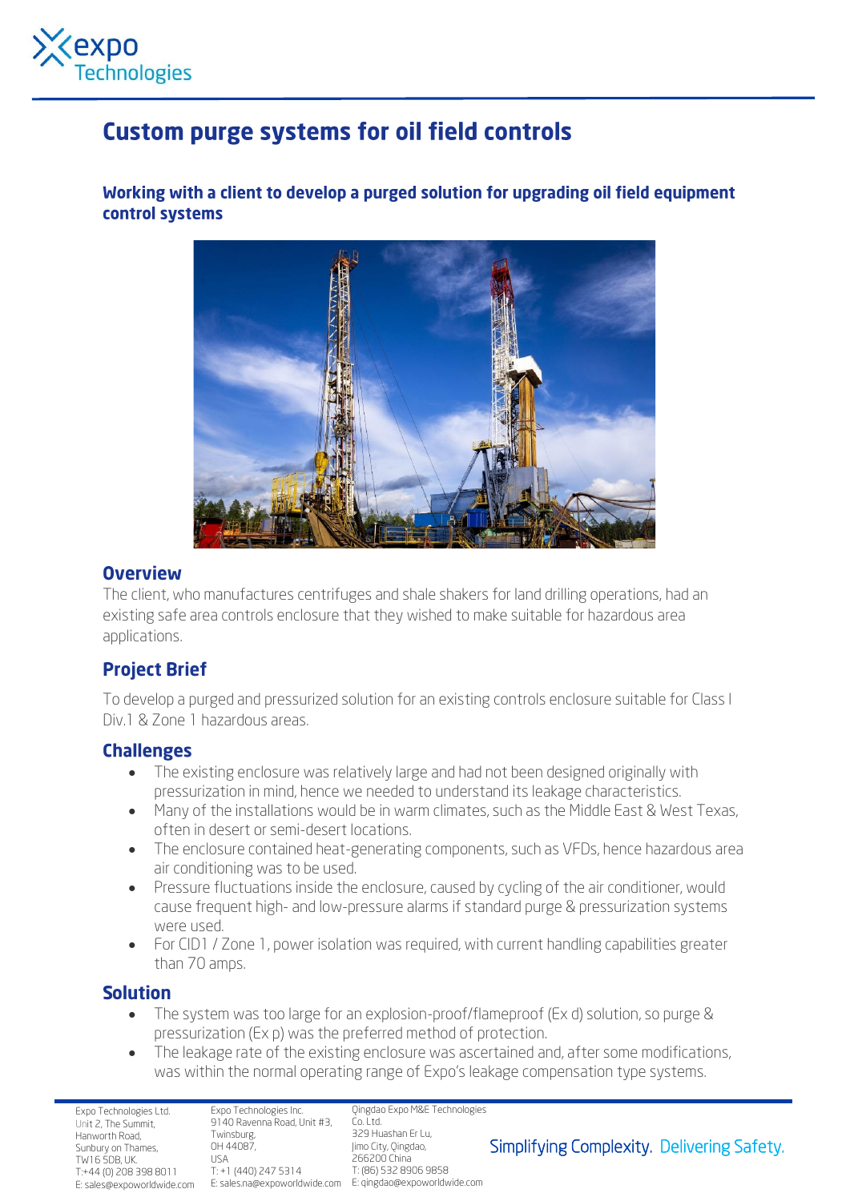# Custom purge systems for oil field controls

## Working with a client to develop a purged solution for upgrading oil field equipment control systems

## Overview

The client, who manufactures centrifuges and shale shakers for land drilling operations, had an existing safe area controls enclosure that they wished to make suitable for hazardous area applications.

## Project Brief

To develop a purged and pressurized solution for an existing controls enclosure suitable for Class I Div.1 & Zone 1 hazardous areas.

## Challenges

- The existing enclosure was relatively large and had not been designed originally with pressurization in mind, hence we needed to understand its leakage characteristics.
- Many of the installations would be in warm climates, such as the Middle East & West Texas, often in desert or semi-desert locations.
- The enclosure contained heat-generating components, such as VFDs, hence hazardous area air conditioning was to be used.
- Pressure fluctuations inside the enclosure, caused by cycling of the air conditioner, would cause frequent high- and low-pressure alarms if standard purge & pressurization systems were used.
- For CID1 / Zone 1, power isolation was required, with current handling capabilities greater than 70 amps.

## Solution

- The system was too large for an explosion-proof/flameproof (Ex d) solution, so purge & pressurization (Ex p) was the preferred method of protection.
- The leakage rate of the existing enclosure was ascertained and, after some modifications, was within the normal operating range of Expo's leakage compensation type systems.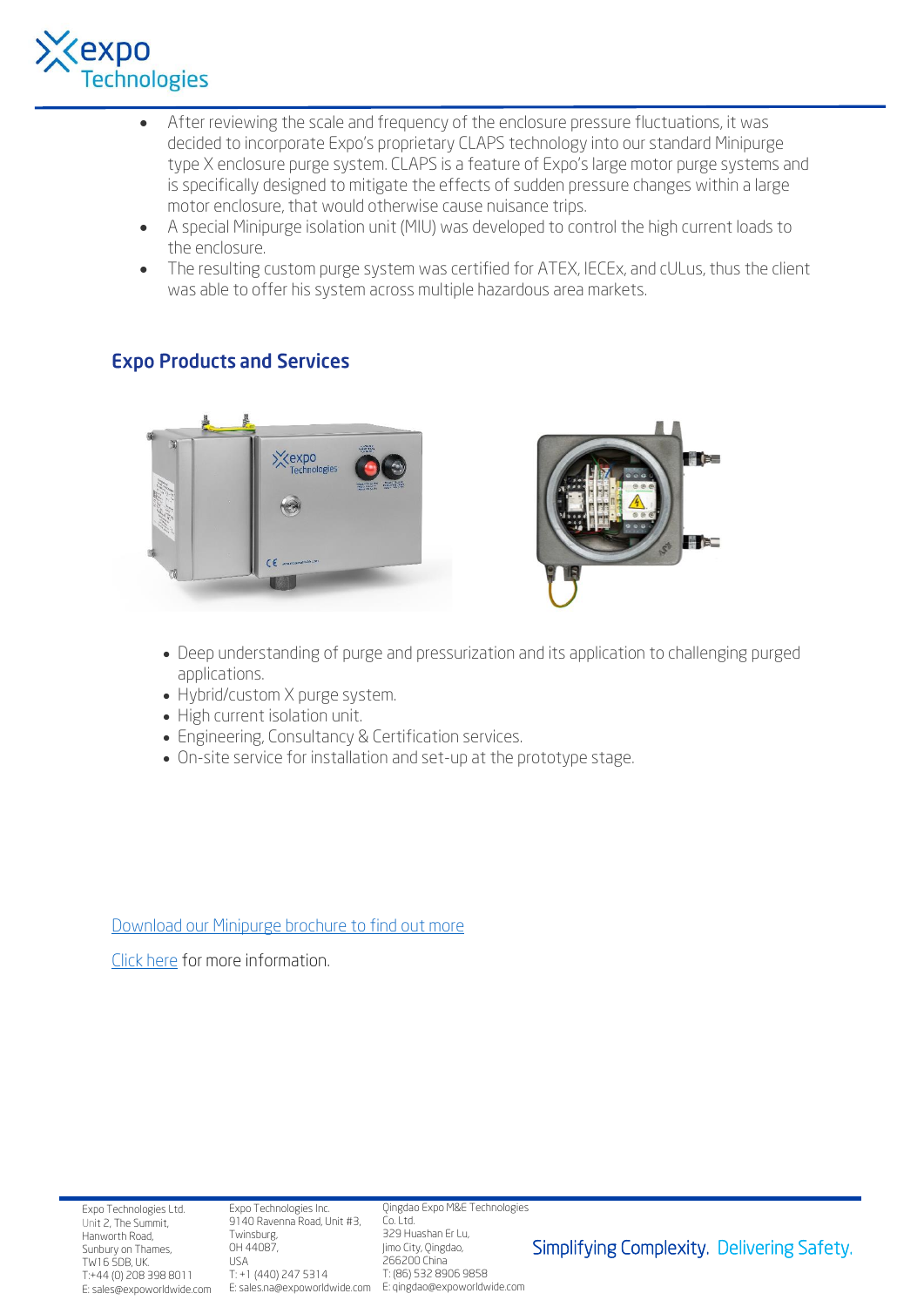- After reviewing the scale and frequency of the enclosure pressure fluctuations, it was decided to incorporate Expo's proprietary CLAPS technology into our standard Minipurge type X enclosure purge system. CLAPS is a feature of Expo's large motor purge systems and is specifically designed to mitigate the effects of sudden pressure changes within a large motor enclosure, that would otherwise cause nuisance trips.
- A special Minipurge isolation unit (MIU) was developed to control the high current loads to the enclosure.
- The resulting custom purge system was certified for ATEX, IECEx, and cULus, thus the client was able to offer his system across multiple hazardous area markets.

## Expo Products and Services

- Deep understanding of purge and pressurization and its application to challenging purged applications.
- Hybrid/custom X purge system.
- High current isolation unit.
- Engineering, Consultancy & Certification services.
- On-site service for installation and set-up at the prototype stage.

Download our Minipurge brochure to find out more

Click here for more information.

Expo Technologies Ltd.
Unit 2, The Summit,
Hanworth Road,
Sunbury on Thames,
TW16 5DB, UK.
T:+44 (0) 208 398 8011
E: sales@expoworldwide.com

Expo Technologies Inc.
9140 Ravenna Road, Unit #3,
Twinsburg,
OH 44087,
USA
T: +1 (440) 247 5314
E: sales.na@expoworldwide.com

Qingdao Expo M&E Technologies Co. Ltd.
329 Huashan Er Lu,
Jimo City, Qingdao,
266200 China
T: (86) 532 8906 9858
E: qingdao@expoworldwide.com

Simplifying Complexity. Delivering Safety.